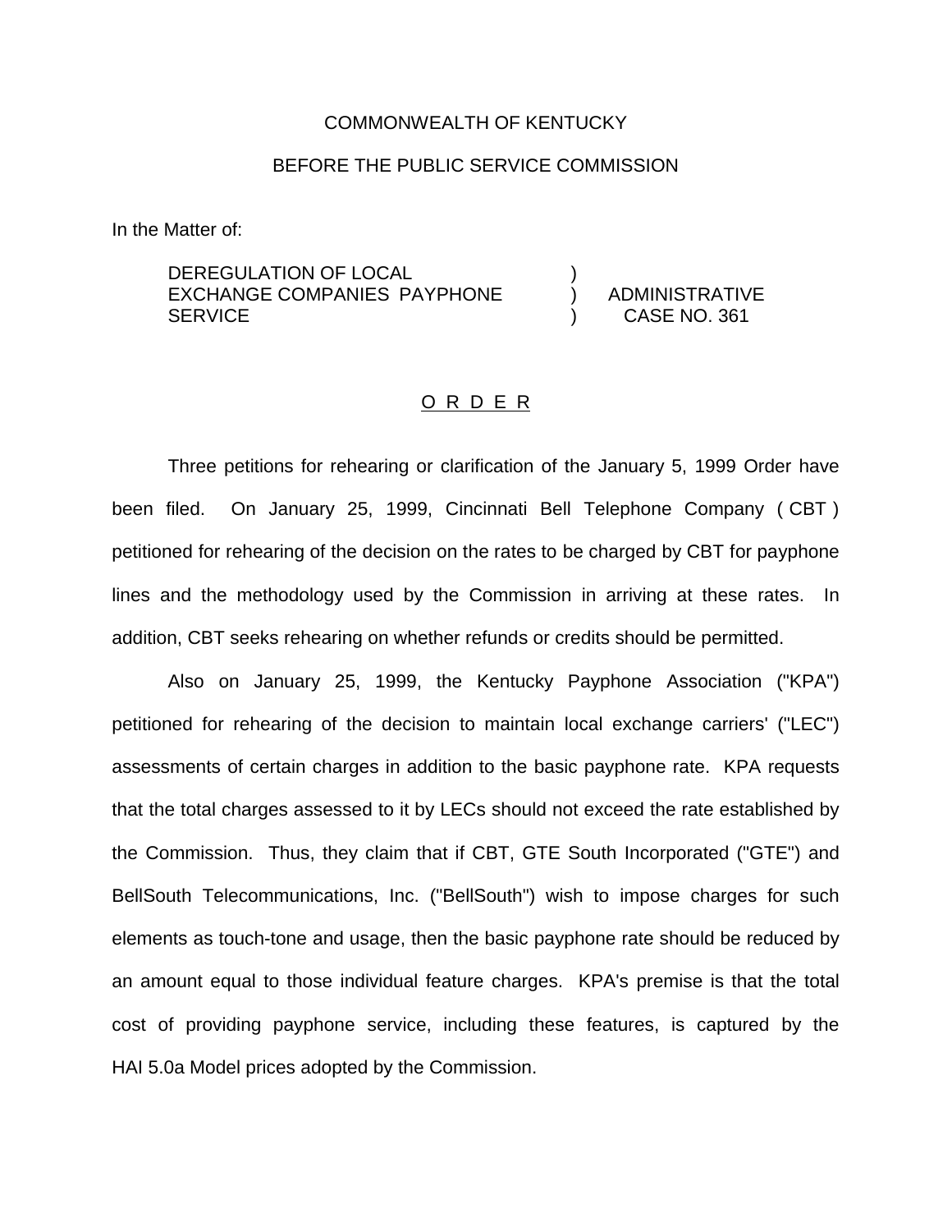COMMONWEALTH OF KENTUCKY

BEFORE THE PUBLIC SERVICE COMMISSION

In the Matter of:

| | | |
|---|---|---|
| DEREGULATION OF LOCAL EXCHANGE COMPANIES PAYPHONE SERVICE | ) ) ) | ADMINISTRATIVE CASE NO. 361 |

<u>O R D E R</u>

Three petitions for rehearing or clarification of the January 5, 1999 Order have been filed. On January 25, 1999, Cincinnati Bell Telephone Company ( CBT ) petitioned for rehearing of the decision on the rates to be charged by CBT for payphone lines and the methodology used by the Commission in arriving at these rates. In addition, CBT seeks rehearing on whether refunds or credits should be permitted.

Also on January 25, 1999, the Kentucky Payphone Association ("KPA") petitioned for rehearing of the decision to maintain local exchange carriers' ("LEC") assessments of certain charges in addition to the basic payphone rate. KPA requests that the total charges assessed to it by LECs should not exceed the rate established by the Commission. Thus, they claim that if CBT, GTE South Incorporated ("GTE") and BellSouth Telecommunications, Inc. ("BellSouth") wish to impose charges for such elements as touch-tone and usage, then the basic payphone rate should be reduced by an amount equal to those individual feature charges. KPA's premise is that the total cost of providing payphone service, including these features, is captured by the HAI 5.0a Model prices adopted by the Commission.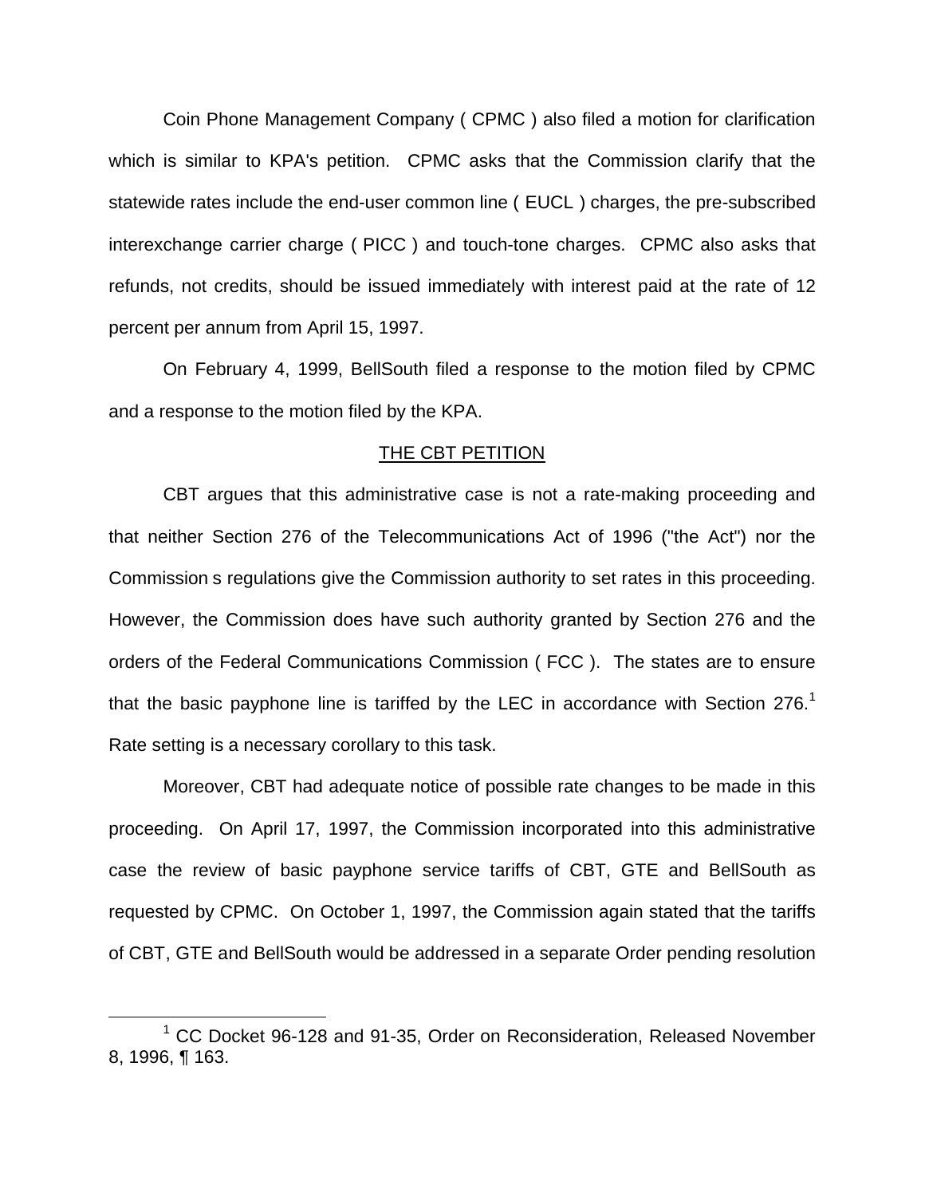Coin Phone Management Company ( CPMC ) also filed a motion for clarification which is similar to KPA's petition. CPMC asks that the Commission clarify that the statewide rates include the end-user common line ( EUCL ) charges, the pre-subscribed interexchange carrier charge ( PICC ) and touch-tone charges. CPMC also asks that refunds, not credits, should be issued immediately with interest paid at the rate of 12 percent per annum from April 15, 1997.

On February 4, 1999, BellSouth filed a response to the motion filed by CPMC and a response to the motion filed by the KPA.

## THE CBT PETITION

CBT argues that this administrative case is not a rate-making proceeding and that neither Section 276 of the Telecommunications Act of 1996 ("the Act") nor the Commission s regulations give the Commission authority to set rates in this proceeding. However, the Commission does have such authority granted by Section 276 and the orders of the Federal Communications Commission ( FCC ). The states are to ensure that the basic payphone line is tariffed by the LEC in accordance with Section 276.[1] Rate setting is a necessary corollary to this task.

Moreover, CBT had adequate notice of possible rate changes to be made in this proceeding. On April 17, 1997, the Commission incorporated into this administrative case the review of basic payphone service tariffs of CBT, GTE and BellSouth as requested by CPMC. On October 1, 1997, the Commission again stated that the tariffs of CBT, GTE and BellSouth would be addressed in a separate Order pending resolution

[1] CC Docket 96-128 and 91-35, Order on Reconsideration, Released November 8, 1996, ¶ 163.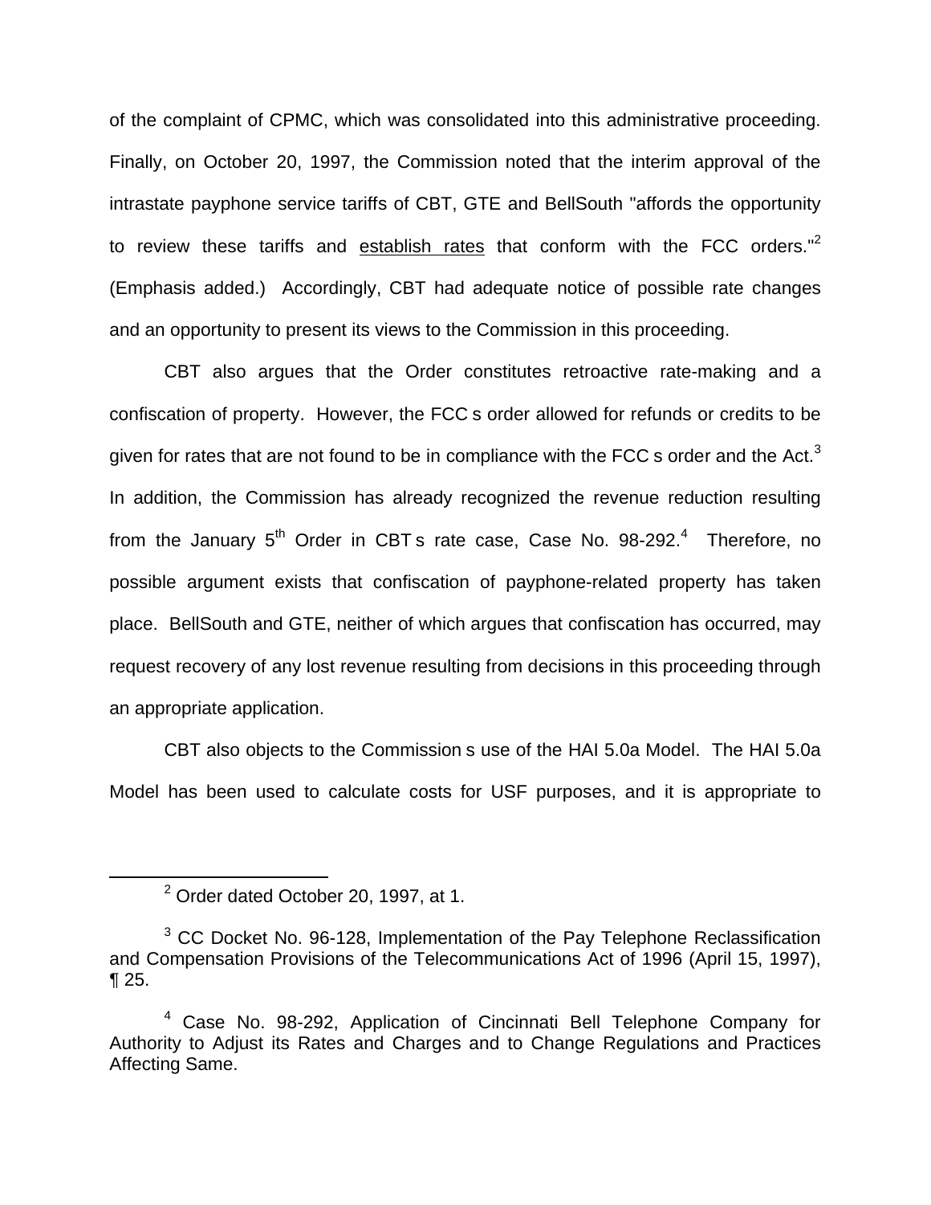of the complaint of CPMC, which was consolidated into this administrative proceeding. Finally, on October 20, 1997, the Commission noted that the interim approval of the intrastate payphone service tariffs of CBT, GTE and BellSouth "affords the opportunity to review these tariffs and <u>establish rates</u> that conform with the FCC orders."[2] (Emphasis added.) Accordingly, CBT had adequate notice of possible rate changes and an opportunity to present its views to the Commission in this proceeding.

CBT also argues that the Order constitutes retroactive rate-making and a confiscation of property. However, the FCC s order allowed for refunds or credits to be given for rates that are not found to be in compliance with the FCC s order and the Act.[3] In addition, the Commission has already recognized the revenue reduction resulting from the January 5th Order in CBT s rate case, Case No. 98-292.[4] Therefore, no possible argument exists that confiscation of payphone-related property has taken place. BellSouth and GTE, neither of which argues that confiscation has occurred, may request recovery of any lost revenue resulting from decisions in this proceeding through an appropriate application.

CBT also objects to the Commission s use of the HAI 5.0a Model. The HAI 5.0a Model has been used to calculate costs for USF purposes, and it is appropriate to

---

[2] Order dated October 20, 1997, at 1.

[3] CC Docket No. 96-128, Implementation of the Pay Telephone Reclassification and Compensation Provisions of the Telecommunications Act of 1996 (April 15, 1997), ¶ 25.

[4] Case No. 98-292, Application of Cincinnati Bell Telephone Company for Authority to Adjust its Rates and Charges and to Change Regulations and Practices Affecting Same.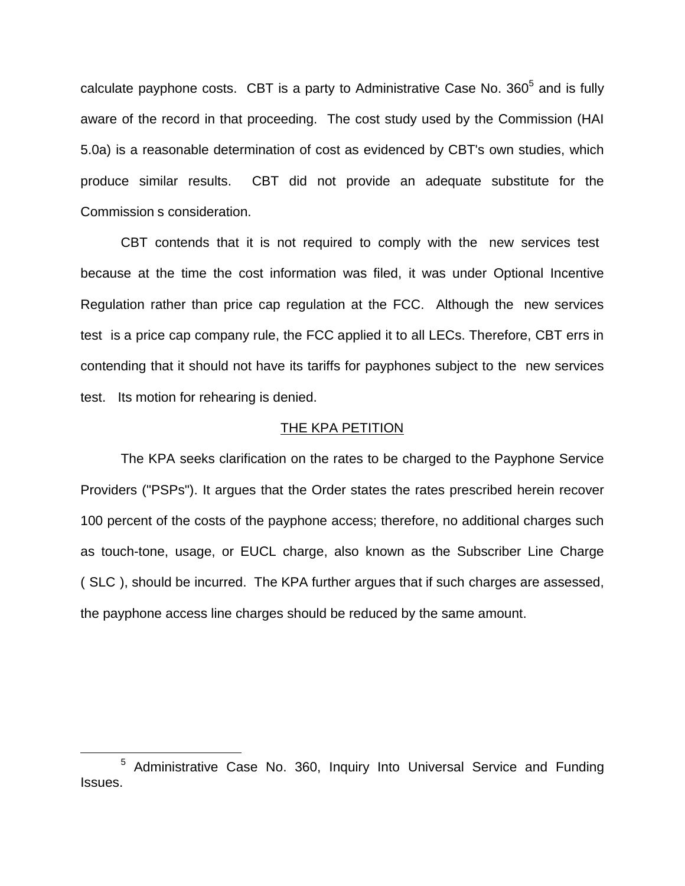calculate payphone costs. CBT is a party to Administrative Case No. 360[5] and is fully aware of the record in that proceeding. The cost study used by the Commission (HAI 5.0a) is a reasonable determination of cost as evidenced by CBT's own studies, which produce similar results. CBT did not provide an adequate substitute for the Commission s consideration.

CBT contends that it is not required to comply with the new services test because at the time the cost information was filed, it was under Optional Incentive Regulation rather than price cap regulation at the FCC. Although the new services test is a price cap company rule, the FCC applied it to all LECs. Therefore, CBT errs in contending that it should not have its tariffs for payphones subject to the new services test. Its motion for rehearing is denied.

<u>THE KPA PETITION</u>

The KPA seeks clarification on the rates to be charged to the Payphone Service Providers ("PSPs"). It argues that the Order states the rates prescribed herein recover 100 percent of the costs of the payphone access; therefore, no additional charges such as touch-tone, usage, or EUCL charge, also known as the Subscriber Line Charge ( SLC ), should be incurred. The KPA further argues that if such charges are assessed, the payphone access line charges should be reduced by the same amount.

---

[5] Administrative Case No. 360, Inquiry Into Universal Service and Funding Issues.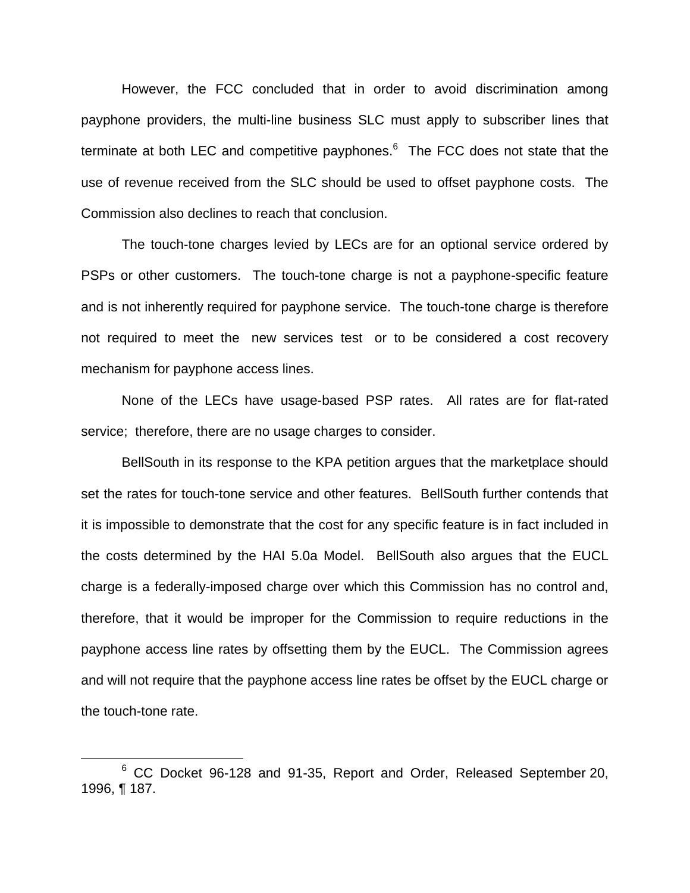However, the FCC concluded that in order to avoid discrimination among payphone providers, the multi-line business SLC must apply to subscriber lines that terminate at both LEC and competitive payphones.[6] The FCC does not state that the use of revenue received from the SLC should be used to offset payphone costs. The Commission also declines to reach that conclusion.

The touch-tone charges levied by LECs are for an optional service ordered by PSPs or other customers. The touch-tone charge is not a payphone-specific feature and is not inherently required for payphone service. The touch-tone charge is therefore not required to meet the new services test or to be considered a cost recovery mechanism for payphone access lines.

None of the LECs have usage-based PSP rates. All rates are for flat-rated service; therefore, there are no usage charges to consider.

BellSouth in its response to the KPA petition argues that the marketplace should set the rates for touch-tone service and other features. BellSouth further contends that it is impossible to demonstrate that the cost for any specific feature is in fact included in the costs determined by the HAI 5.0a Model. BellSouth also argues that the EUCL charge is a federally-imposed charge over which this Commission has no control and, therefore, that it would be improper for the Commission to require reductions in the payphone access line rates by offsetting them by the EUCL. The Commission agrees and will not require that the payphone access line rates be offset by the EUCL charge or the touch-tone rate.

---

[6] CC Docket 96-128 and 91-35, Report and Order, Released September 20, 1996, ¶ 187.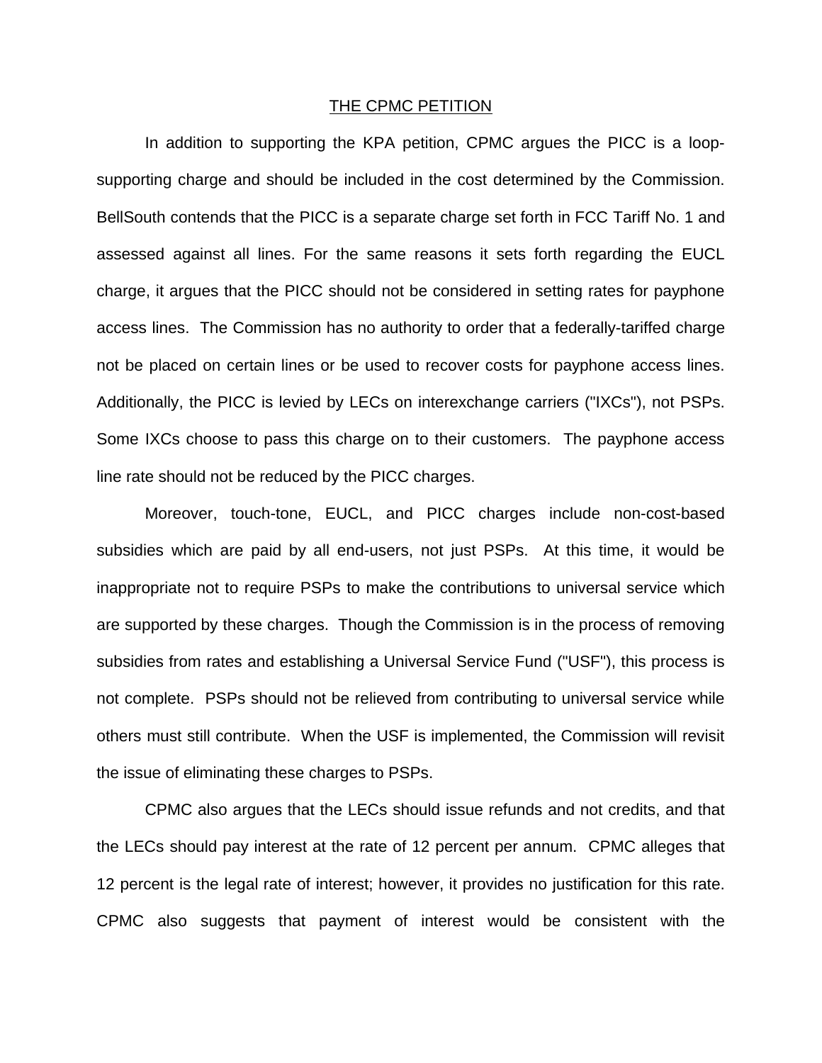## THE CPMC PETITION

In addition to supporting the KPA petition, CPMC argues the PICC is a loop-supporting charge and should be included in the cost determined by the Commission. BellSouth contends that the PICC is a separate charge set forth in FCC Tariff No. 1 and assessed against all lines. For the same reasons it sets forth regarding the EUCL charge, it argues that the PICC should not be considered in setting rates for payphone access lines. The Commission has no authority to order that a federally-tariffed charge not be placed on certain lines or be used to recover costs for payphone access lines. Additionally, the PICC is levied by LECs on interexchange carriers ("IXCs"), not PSPs. Some IXCs choose to pass this charge on to their customers. The payphone access line rate should not be reduced by the PICC charges.

Moreover, touch-tone, EUCL, and PICC charges include non-cost-based subsidies which are paid by all end-users, not just PSPs. At this time, it would be inappropriate not to require PSPs to make the contributions to universal service which are supported by these charges. Though the Commission is in the process of removing subsidies from rates and establishing a Universal Service Fund ("USF"), this process is not complete. PSPs should not be relieved from contributing to universal service while others must still contribute. When the USF is implemented, the Commission will revisit the issue of eliminating these charges to PSPs.

CPMC also argues that the LECs should issue refunds and not credits, and that the LECs should pay interest at the rate of 12 percent per annum. CPMC alleges that 12 percent is the legal rate of interest; however, it provides no justification for this rate. CPMC also suggests that payment of interest would be consistent with the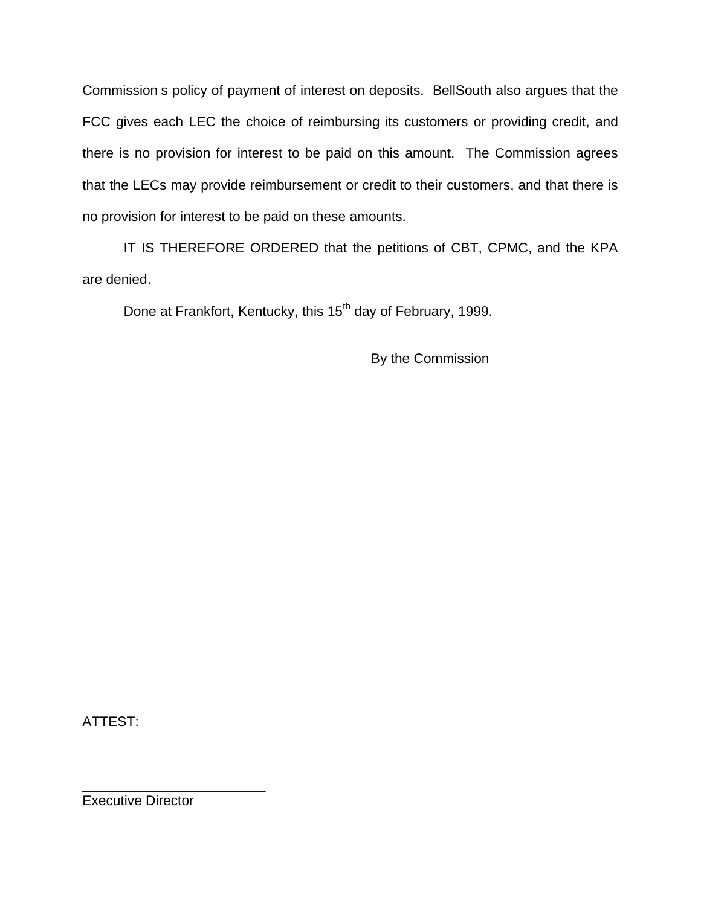Commission s policy of payment of interest on deposits. BellSouth also argues that the FCC gives each LEC the choice of reimbursing its customers or providing credit, and there is no provision for interest to be paid on this amount. The Commission agrees that the LECs may provide reimbursement or credit to their customers, and that there is no provision for interest to be paid on these amounts.

IT IS THEREFORE ORDERED that the petitions of CBT, CPMC, and the KPA are denied.

Done at Frankfort, Kentucky, this 15th day of February, 1999.

By the Commission

ATTEST:

________________________
Executive Director